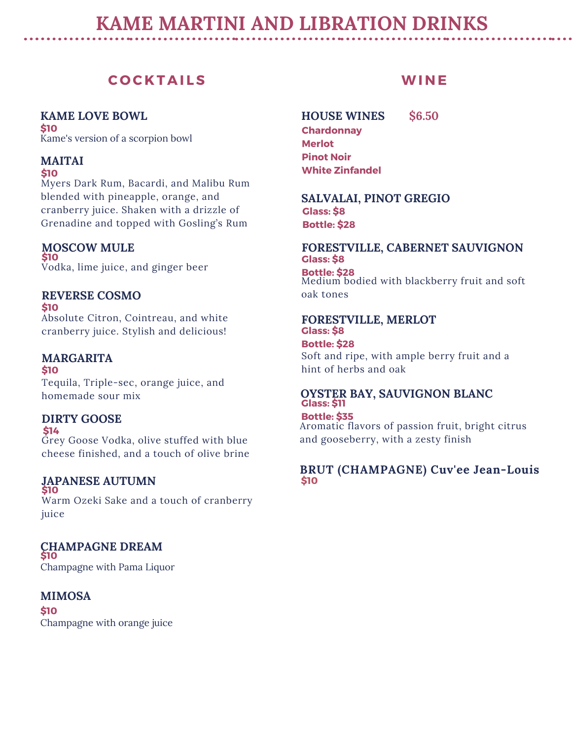# KAME MARTINI AND LIBRATION DRINKS

## COCKTAILS

### KAME LOVE BOWL
**$10**
Kame's version of a scorpion bowl

### MAITAI
**$10**
Myers Dark Rum, Bacardi, and Malibu Rum blended with pineapple, orange, and cranberry juice. Shaken with a drizzle of Grenadine and topped with Gosling's Rum

### MOSCOW MULE
**$10**
Vodka, lime juice, and ginger beer

### REVERSE COSMO
**$10**
Absolute Citron, Cointreau, and white cranberry juice. Stylish and delicious!

### MARGARITA
**$10**
Tequila, Triple-sec, orange juice, and homemade sour mix

### DIRTY GOOSE
**$14**
Grey Goose Vodka, olive stuffed with blue cheese finished, and a touch of olive brine

### JAPANESE AUTUMN
**$10**
Warm Ozeki Sake and a touch of cranberry juice

### CHAMPAGNE DREAM
**$10**
Champagne with Pama Liquor

### MIMOSA
**$10**
Champagne with orange juice

## WINE

### HOUSE WINES $6.50
**Chardonnay**
**Merlot**
**Pinot Noir**
**White Zinfandel**

### SALVALAI, PINOT GREGIO
**Glass: $8**
**Bottle: $28**

### FORESTVILLE, CABERNET SAUVIGNON
**Glass: $8**
**Bottle: $28**
Medium bodied with blackberry fruit and soft oak tones

### FORESTVILLE, MERLOT
**Glass: $8**
**Bottle: $28**
Soft and ripe, with ample berry fruit and a hint of herbs and oak

### OYSTER BAY, SAUVIGNON BLANC
**Glass: $11**
**Bottle: $35**
Aromatic flavors of passion fruit, bright citrus and gooseberry, with a zesty finish

### BRUT (CHAMPAGNE) Cuv'ee Jean-Louis
**$10**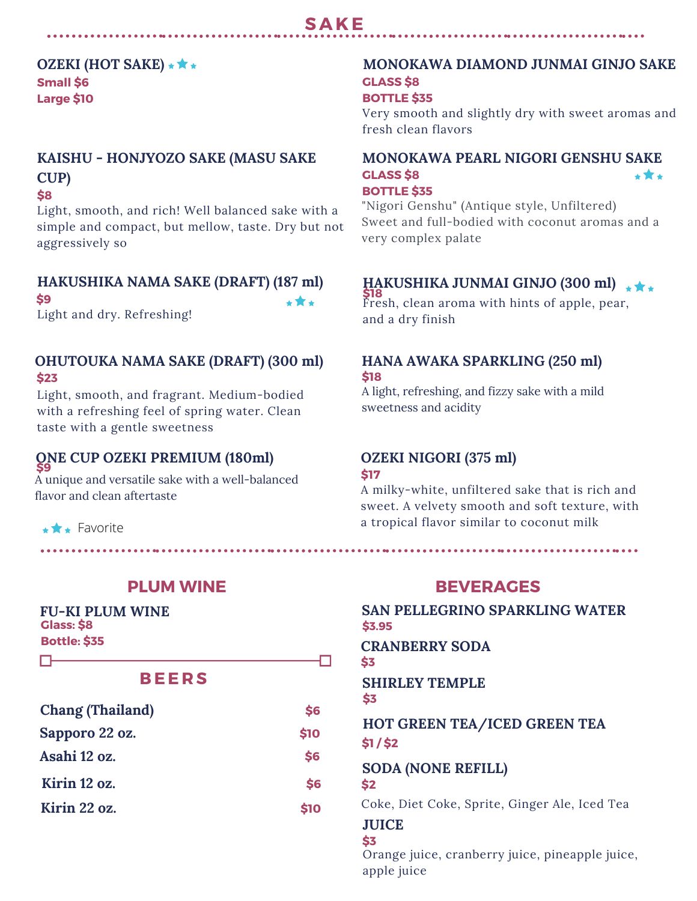# SAKE

### OZEKI (HOT SAKE) ★

**Small $6**
**Large $10**

### KAISHU - HONJYOZO SAKE (MASU SAKE CUP)

**$8**

Light, smooth, and rich! Well balanced sake with a simple and compact, but mellow, taste. Dry but not aggressively so

### HAKUSHIKA NAMA SAKE (DRAFT) (187 ml) ★

**$9**

Light and dry. Refreshing!

### OHUTOUKA NAMA SAKE (DRAFT) (300 ml)

**$23**

Light, smooth, and fragrant. Medium-bodied with a refreshing feel of spring water. Clean taste with a gentle sweetness

### ONE CUP OZEKI PREMIUM (180ml)

**$9**

A unique and versatile sake with a well-balanced flavor and clean aftertaste

★ Favorite

### MONOKAWA DIAMOND JUNMAI GINJO SAKE

**GLASS $8**
**BOTTLE $35**

Very smooth and slightly dry with sweet aromas and fresh clean flavors

### MONOKAWA PEARL NIGORI GENSHU SAKE ★

**GLASS $8**
**BOTTLE $35**

"Nigori Genshu" (Antique style, Unfiltered)
Sweet and full-bodied with coconut aromas and a very complex palate

### HAKUSHIKA JUNMAI GINJO (300 ml) ★

**$18**

Fresh, clean aroma with hints of apple, pear, and a dry finish

### HANA AWAKA SPARKLING (250 ml)

**$18**

A light, refreshing, and fizzy sake with a mild sweetness and acidity

### OZEKI NIGORI (375 ml)

**$17**

A milky-white, unfiltered sake that is rich and sweet. A velvety smooth and soft texture, with a tropical flavor similar to coconut milk

## PLUM WINE

### FU-KI PLUM WINE

**Glass: $8**
**Bottle: $35**

## BEERS

| | |
|---|---|
| Chang (Thailand) | $6 |
| Sapporo 22 oz. | $10 |
| Asahi 12 oz. | $6 |
| Kirin 12 oz. | $6 |
| Kirin 22 oz. | $10 |

## BEVERAGES

### SAN PELLEGRINO SPARKLING WATER

**$3.95**

### CRANBERRY SODA

**$3**

### SHIRLEY TEMPLE

**$3**

### HOT GREEN TEA/ICED GREEN TEA

**$1 / $2**

### SODA (NONE REFILL)

**$2**

Coke, Diet Coke, Sprite, Ginger Ale, Iced Tea

### JUICE

**$3**

Orange juice, cranberry juice, pineapple juice, apple juice